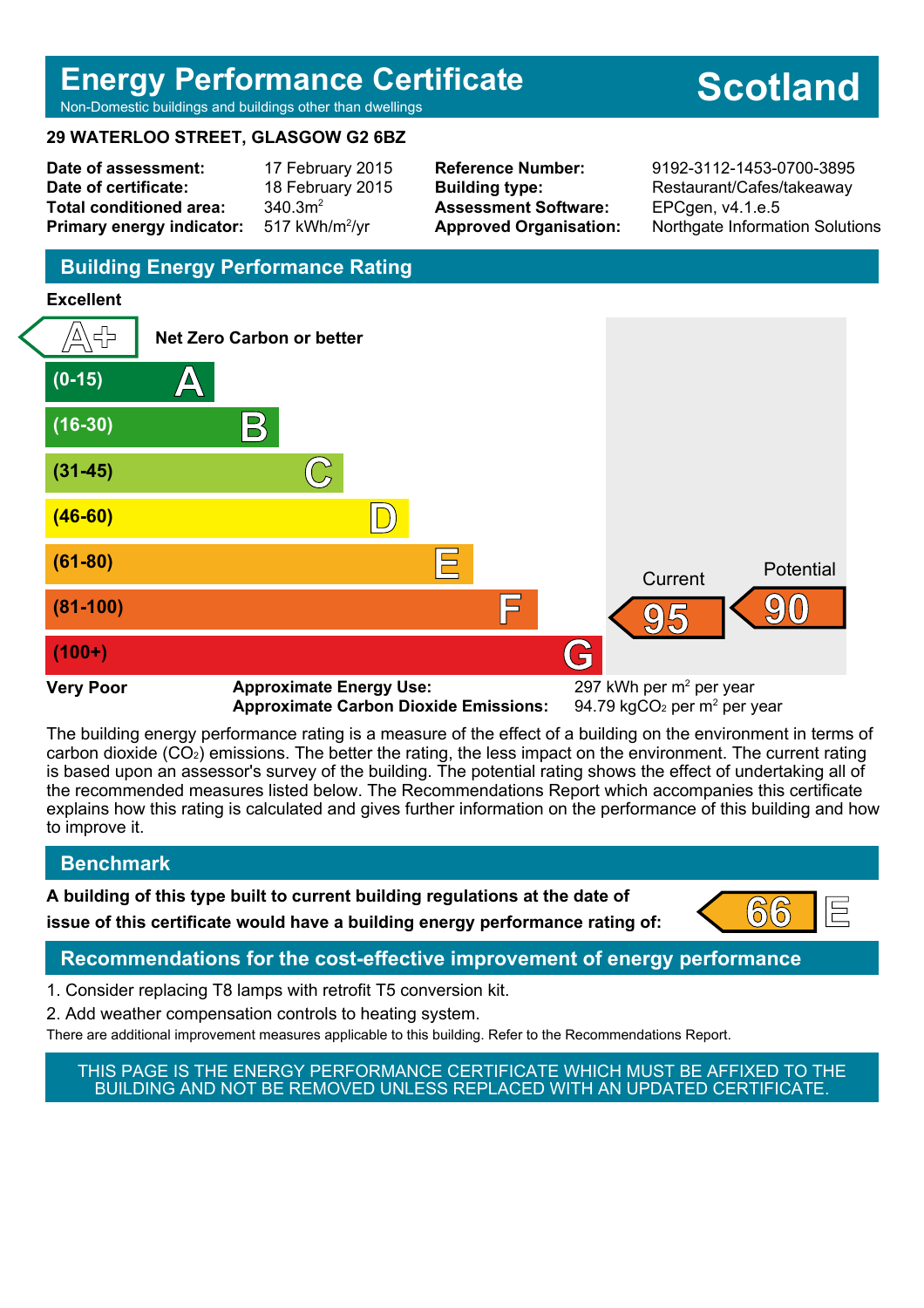# Energy Performance Certificate

Non-Domestic buildings and buildings other than dwellings

**Scotland**

**29 WATERLOO STREET, GLASGOW G2 6BZ**

| | | | |
|---|---|---|---|
| **Date of assessment:** | 17 February 2015 | **Reference Number:** | 9192-3112-1453-0700-3895 |
| **Date of certificate:** | 18 February 2015 | **Building type:** | Restaurant/Cafes/takeaway |
| **Total conditioned area:** | $340.3m^2$ | **Assessment Software:** | EPCgen, v4.1.e.5 |
| **Primary energy indicator:** | 517 kWh/$m^2$/yr | **Approved Organisation:** | Northgate Information Solutions |

## Building Energy Performance Rating

**Excellent**

A+ Net Zero Carbon or better

(0-15) A

(16-30) B

(31-45) C

(46-60) D

(61-80) E

(81-100) F

(100+) G

**Very Poor**

Current 95

Potential 90

**Approximate Energy Use:** 297 kWh per $m^2$ per year

**Approximate Carbon Dioxide Emissions:** 94.79 $kgCO_2$ per $m^2$ per year

The building energy performance rating is a measure of the effect of a building on the environment in terms of carbon dioxide ($CO_2$) emissions. The better the rating, the less impact on the environment. The current rating is based upon an assessor's survey of the building. The potential rating shows the effect of undertaking all of the recommended measures listed below. The Recommendations Report which accompanies this certificate explains how this rating is calculated and gives further information on the performance of this building and how to improve it.

## Benchmark

**A building of this type built to current building regulations at the date of issue of this certificate would have a building energy performance rating of:** 66 E

## Recommendations for the cost-effective improvement of energy performance

1. Consider replacing T8 lamps with retrofit T5 conversion kit.
2. Add weather compensation controls to heating system.

There are additional improvement measures applicable to this building. Refer to the Recommendations Report.

THIS PAGE IS THE ENERGY PERFORMANCE CERTIFICATE WHICH MUST BE AFFIXED TO THE BUILDING AND NOT BE REMOVED UNLESS REPLACED WITH AN UPDATED CERTIFICATE.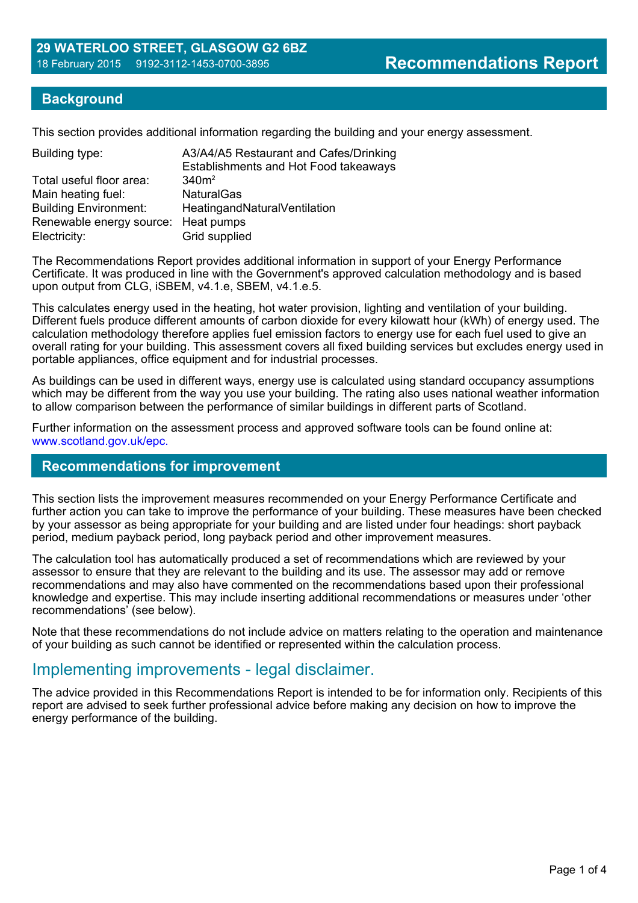**29 WATERLOO STREET, GLASGOW G2 6BZ**
18 February 2015 9192-3112-1453-0700-3895

# Recommendations Report

## Background

This section provides additional information regarding the building and your energy assessment.

| | |
|---|---|
| Building type: | A3/A4/A5 Restaurant and Cafes/Drinking Establishments and Hot Food takeaways |
| Total useful floor area: | 340m$^2$ |
| Main heating fuel: | NaturalGas |
| Building Environment: | HeatingandNaturalVentilation |
| Renewable energy source: | Heat pumps |
| Electricity: | Grid supplied |

The Recommendations Report provides additional information in support of your Energy Performance Certificate. It was produced in line with the Government's approved calculation methodology and is based upon output from CLG, iSBEM, v4.1.e, SBEM, v4.1.e.5.

This calculates energy used in the heating, hot water provision, lighting and ventilation of your building. Different fuels produce different amounts of carbon dioxide for every kilowatt hour (kWh) of energy used. The calculation methodology therefore applies fuel emission factors to energy use for each fuel used to give an overall rating for your building. This assessment covers all fixed building services but excludes energy used in portable appliances, office equipment and for industrial processes.

As buildings can be used in different ways, energy use is calculated using standard occupancy assumptions which may be different from the way you use your building. The rating also uses national weather information to allow comparison between the performance of similar buildings in different parts of Scotland.

Further information on the assessment process and approved software tools can be found online at: www.scotland.gov.uk/epc.

## Recommendations for improvement

This section lists the improvement measures recommended on your Energy Performance Certificate and further action you can take to improve the performance of your building. These measures have been checked by your assessor as being appropriate for your building and are listed under four headings: short payback period, medium payback period, long payback period and other improvement measures.

The calculation tool has automatically produced a set of recommendations which are reviewed by your assessor to ensure that they are relevant to the building and its use. The assessor may add or remove recommendations and may also have commented on the recommendations based upon their professional knowledge and expertise. This may include inserting additional recommendations or measures under 'other recommendations' (see below).

Note that these recommendations do not include advice on matters relating to the operation and maintenance of your building as such cannot be identified or represented within the calculation process.

## Implementing improvements - legal disclaimer.

The advice provided in this Recommendations Report is intended to be for information only. Recipients of this report are advised to seek further professional advice before making any decision on how to improve the energy performance of the building.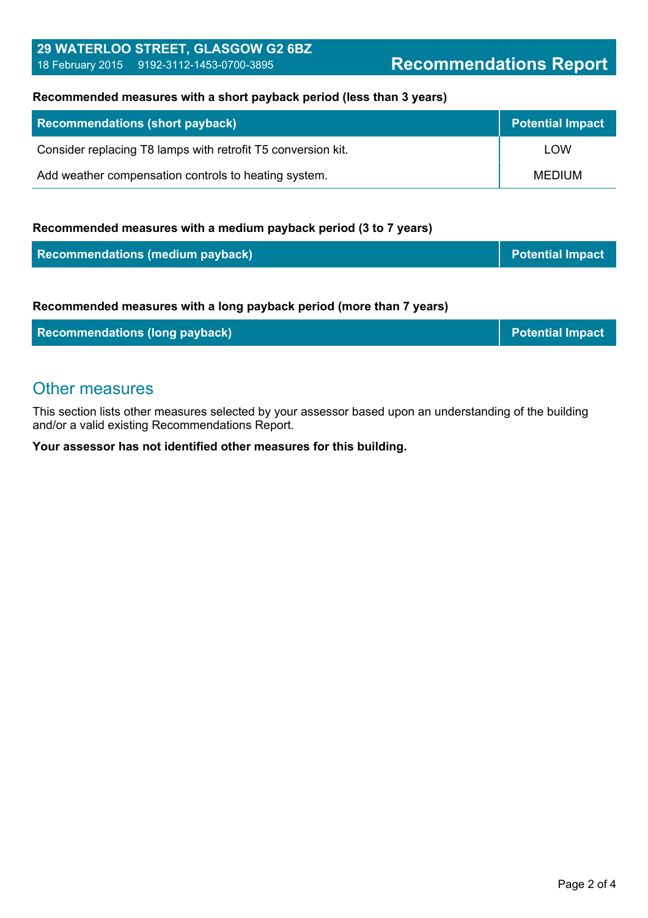**Recommended measures with a short payback period (less than 3 years)**

| Recommendations (short payback) | Potential Impact |
|---|---|
| Consider replacing T8 lamps with retrofit T5 conversion kit. | LOW |
| Add weather compensation controls to heating system. | MEDIUM |

**Recommended measures with a medium payback period (3 to 7 years)**

| Recommendations (medium payback) | Potential Impact |
|---|---|

**Recommended measures with a long payback period (more than 7 years)**

| Recommendations (long payback) | Potential Impact |
|---|---|

## Other measures

This section lists other measures selected by your assessor based upon an understanding of the building and/or a valid existing Recommendations Report.

**Your assessor has not identified other measures for this building.**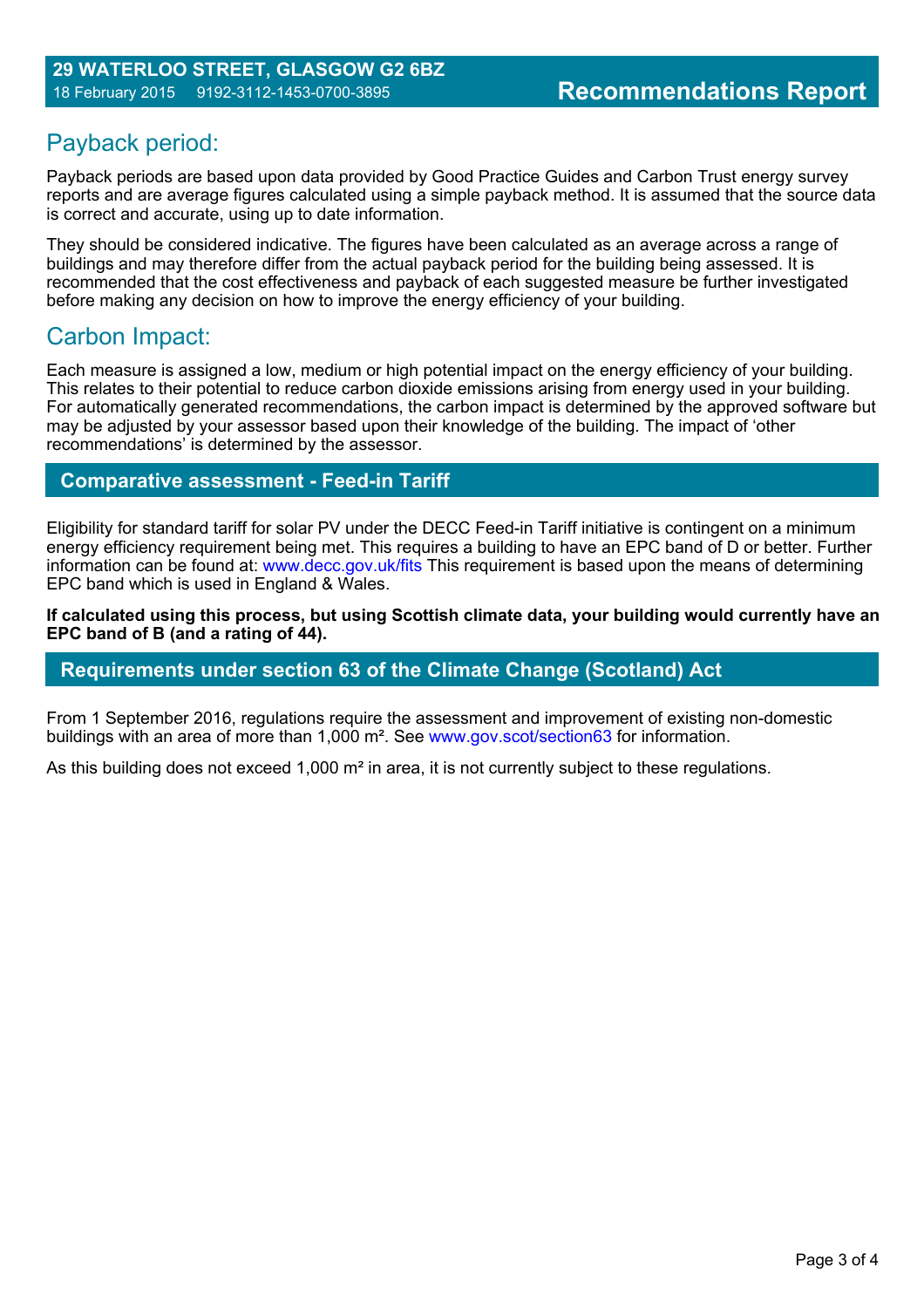## Payback period:

Payback periods are based upon data provided by Good Practice Guides and Carbon Trust energy survey reports and are average figures calculated using a simple payback method. It is assumed that the source data is correct and accurate, using up to date information.

They should be considered indicative. The figures have been calculated as an average across a range of buildings and may therefore differ from the actual payback period for the building being assessed. It is recommended that the cost effectiveness and payback of each suggested measure be further investigated before making any decision on how to improve the energy efficiency of your building.

## Carbon Impact:

Each measure is assigned a low, medium or high potential impact on the energy efficiency of your building. This relates to their potential to reduce carbon dioxide emissions arising from energy used in your building. For automatically generated recommendations, the carbon impact is determined by the approved software but may be adjusted by your assessor based upon their knowledge of the building. The impact of 'other recommendations' is determined by the assessor.

## Comparative assessment - Feed-in Tariff

Eligibility for standard tariff for solar PV under the DECC Feed-in Tariff initiative is contingent on a minimum energy efficiency requirement being met. This requires a building to have an EPC band of D or better. Further information can be found at: www.decc.gov.uk/fits This requirement is based upon the means of determining EPC band which is used in England & Wales.

**If calculated using this process, but using Scottish climate data, your building would currently have an EPC band of B (and a rating of 44).**

## Requirements under section 63 of the Climate Change (Scotland) Act

From 1 September 2016, regulations require the assessment and improvement of existing non-domestic buildings with an area of more than 1,000 m². See www.gov.scot/section63 for information.

As this building does not exceed 1,000 m² in area, it is not currently subject to these regulations.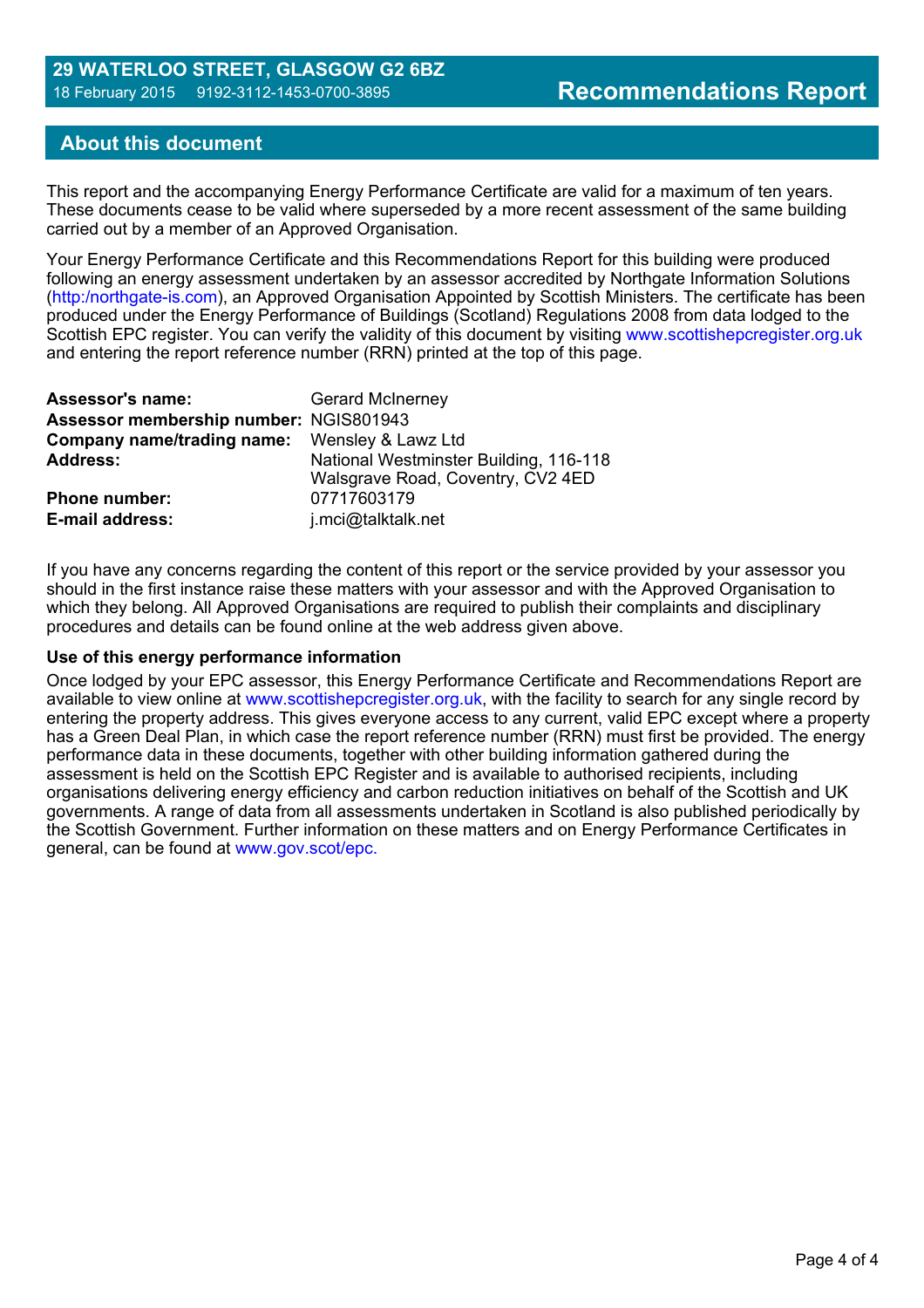## About this document

This report and the accompanying Energy Performance Certificate are valid for a maximum of ten years. These documents cease to be valid where superseded by a more recent assessment of the same building carried out by a member of an Approved Organisation.

Your Energy Performance Certificate and this Recommendations Report for this building were produced following an energy assessment undertaken by an assessor accredited by Northgate Information Solutions (http:/northgate-is.com), an Approved Organisation Appointed by Scottish Ministers. The certificate has been produced under the Energy Performance of Buildings (Scotland) Regulations 2008 from data lodged to the Scottish EPC register. You can verify the validity of this document by visiting www.scottishepcregister.org.uk and entering the report reference number (RRN) printed at the top of this page.

| | |
|---|---|
| **Assessor's name:** | Gerard McInerney |
| **Assessor membership number:** | NGIS801943 |
| **Company name/trading name:** | Wensley & Lawz Ltd |
| **Address:** | National Westminster Building, 116-118 Walsgrave Road, Coventry, CV2 4ED |
| **Phone number:** | 07717603179 |
| **E-mail address:** | j.mci@talktalk.net |

If you have any concerns regarding the content of this report or the service provided by your assessor you should in the first instance raise these matters with your assessor and with the Approved Organisation to which they belong. All Approved Organisations are required to publish their complaints and disciplinary procedures and details can be found online at the web address given above.

### Use of this energy performance information

Once lodged by your EPC assessor, this Energy Performance Certificate and Recommendations Report are available to view online at www.scottishepcregister.org.uk, with the facility to search for any single record by entering the property address. This gives everyone access to any current, valid EPC except where a property has a Green Deal Plan, in which case the report reference number (RRN) must first be provided. The energy performance data in these documents, together with other building information gathered during the assessment is held on the Scottish EPC Register and is available to authorised recipients, including organisations delivering energy efficiency and carbon reduction initiatives on behalf of the Scottish and UK governments. A range of data from all assessments undertaken in Scotland is also published periodically by the Scottish Government. Further information on these matters and on Energy Performance Certificates in general, can be found at www.gov.scot/epc.